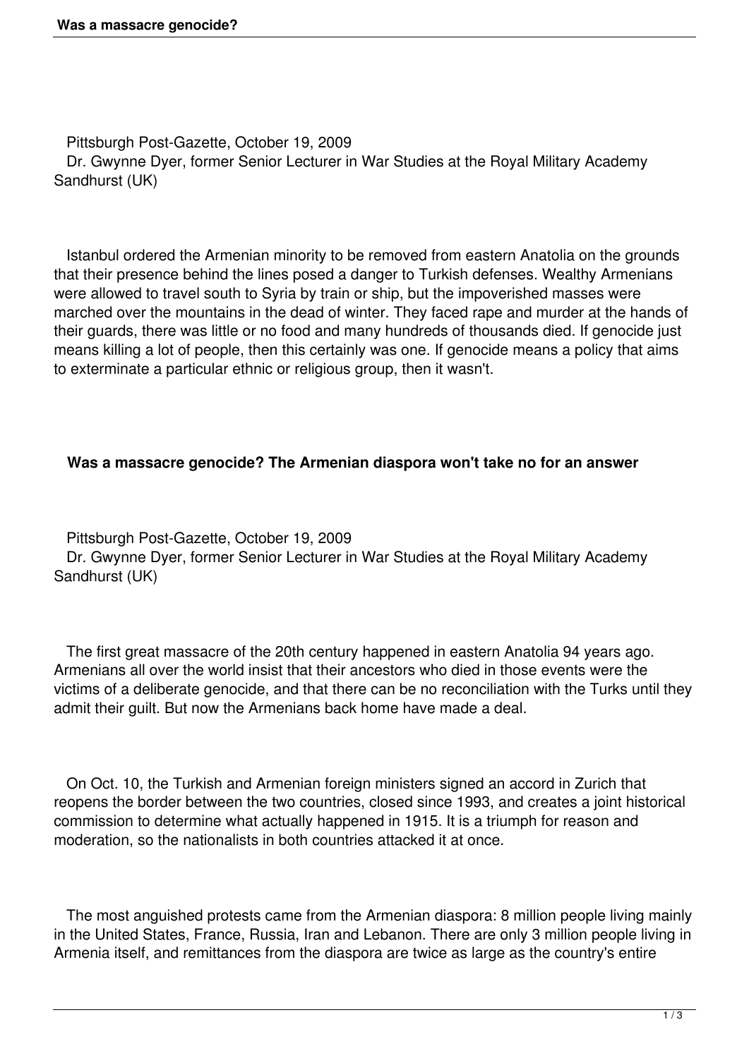Pittsburgh Post-Gazette, October 19, 2009
Dr. Gwynne Dyer, former Senior Lecturer in War Studies at the Royal Military Academy Sandhurst (UK)

Istanbul ordered the Armenian minority to be removed from eastern Anatolia on the grounds that their presence behind the lines posed a danger to Turkish defenses. Wealthy Armenians were allowed to travel south to Syria by train or ship, but the impoverished masses were marched over the mountains in the dead of winter. They faced rape and murder at the hands of their guards, there was little or no food and many hundreds of thousands died. If genocide just means killing a lot of people, then this certainly was one. If genocide means a policy that aims to exterminate a particular ethnic or religious group, then it wasn't.

## Was a massacre genocide? The Armenian diaspora won't take no for an answer

Pittsburgh Post-Gazette, October 19, 2009
Dr. Gwynne Dyer, former Senior Lecturer in War Studies at the Royal Military Academy Sandhurst (UK)

The first great massacre of the 20th century happened in eastern Anatolia 94 years ago. Armenians all over the world insist that their ancestors who died in those events were the victims of a deliberate genocide, and that there can be no reconciliation with the Turks until they admit their guilt. But now the Armenians back home have made a deal.

On Oct. 10, the Turkish and Armenian foreign ministers signed an accord in Zurich that reopens the border between the two countries, closed since 1993, and creates a joint historical commission to determine what actually happened in 1915. It is a triumph for reason and moderation, so the nationalists in both countries attacked it at once.

The most anguished protests came from the Armenian diaspora: 8 million people living mainly in the United States, France, Russia, Iran and Lebanon. There are only 3 million people living in Armenia itself, and remittances from the diaspora are twice as large as the country's entire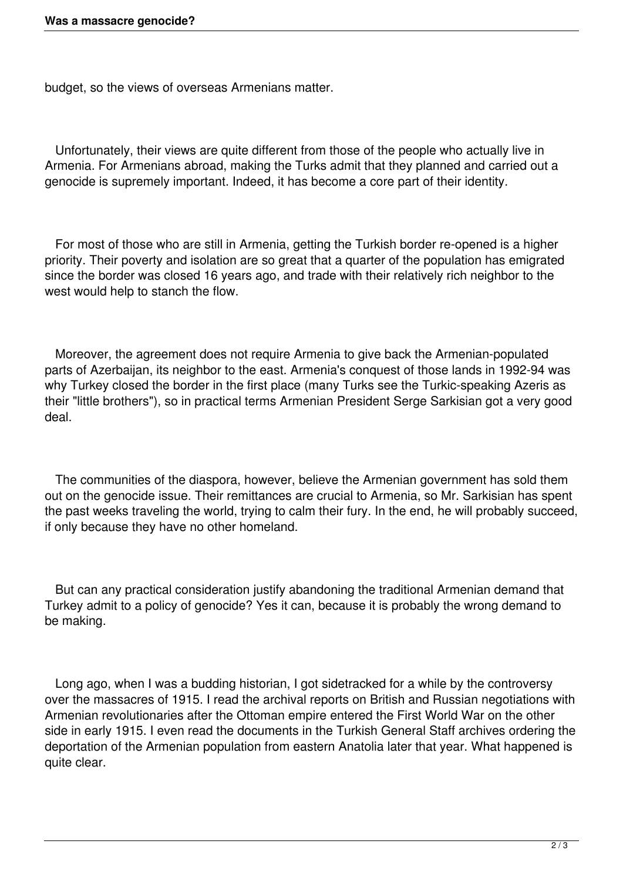budget, so the views of overseas Armenians matter.

Unfortunately, their views are quite different from those of the people who actually live in Armenia. For Armenians abroad, making the Turks admit that they planned and carried out a genocide is supremely important. Indeed, it has become a core part of their identity.

For most of those who are still in Armenia, getting the Turkish border re-opened is a higher priority. Their poverty and isolation are so great that a quarter of the population has emigrated since the border was closed 16 years ago, and trade with their relatively rich neighbor to the west would help to stanch the flow.

Moreover, the agreement does not require Armenia to give back the Armenian-populated parts of Azerbaijan, its neighbor to the east. Armenia's conquest of those lands in 1992-94 was why Turkey closed the border in the first place (many Turks see the Turkic-speaking Azeris as their "little brothers"), so in practical terms Armenian President Serge Sarkisian got a very good deal.

The communities of the diaspora, however, believe the Armenian government has sold them out on the genocide issue. Their remittances are crucial to Armenia, so Mr. Sarkisian has spent the past weeks traveling the world, trying to calm their fury. In the end, he will probably succeed, if only because they have no other homeland.

But can any practical consideration justify abandoning the traditional Armenian demand that Turkey admit to a policy of genocide? Yes it can, because it is probably the wrong demand to be making.

Long ago, when I was a budding historian, I got sidetracked for a while by the controversy over the massacres of 1915. I read the archival reports on British and Russian negotiations with Armenian revolutionaries after the Ottoman empire entered the First World War on the other side in early 1915. I even read the documents in the Turkish General Staff archives ordering the deportation of the Armenian population from eastern Anatolia later that year. What happened is quite clear.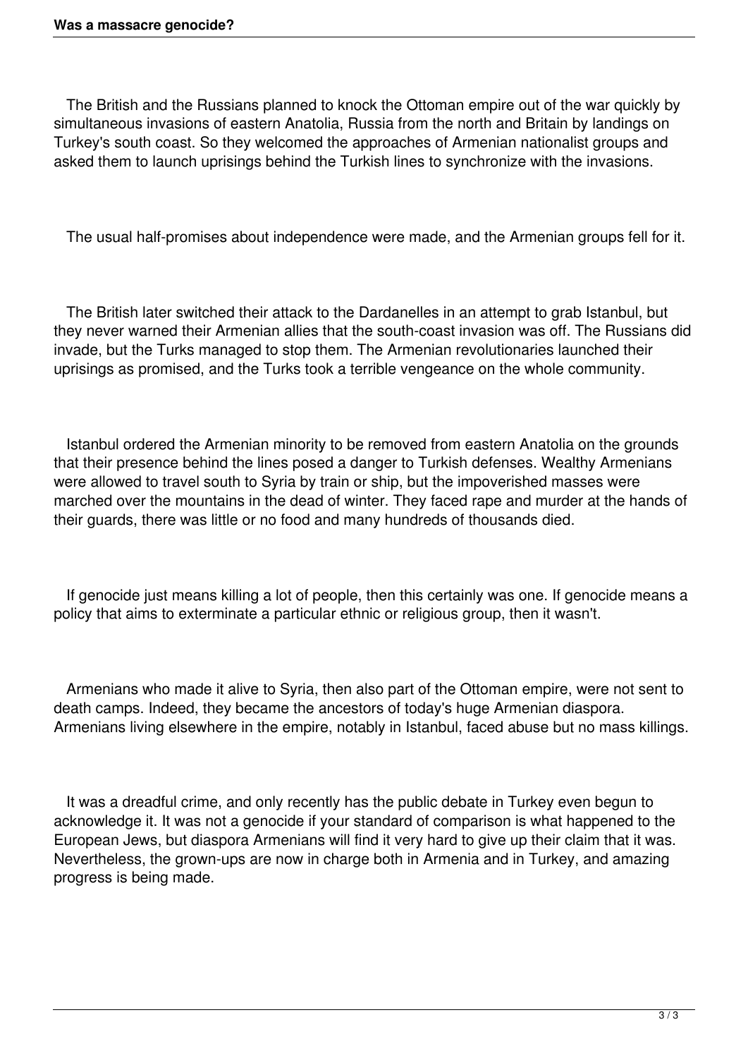The British and the Russians planned to knock the Ottoman empire out of the war quickly by simultaneous invasions of eastern Anatolia, Russia from the north and Britain by landings on Turkey's south coast. So they welcomed the approaches of Armenian nationalist groups and asked them to launch uprisings behind the Turkish lines to synchronize with the invasions.

The usual half-promises about independence were made, and the Armenian groups fell for it.

The British later switched their attack to the Dardanelles in an attempt to grab Istanbul, but they never warned their Armenian allies that the south-coast invasion was off. The Russians did invade, but the Turks managed to stop them. The Armenian revolutionaries launched their uprisings as promised, and the Turks took a terrible vengeance on the whole community.

Istanbul ordered the Armenian minority to be removed from eastern Anatolia on the grounds that their presence behind the lines posed a danger to Turkish defenses. Wealthy Armenians were allowed to travel south to Syria by train or ship, but the impoverished masses were marched over the mountains in the dead of winter. They faced rape and murder at the hands of their guards, there was little or no food and many hundreds of thousands died.

If genocide just means killing a lot of people, then this certainly was one. If genocide means a policy that aims to exterminate a particular ethnic or religious group, then it wasn't.

Armenians who made it alive to Syria, then also part of the Ottoman empire, were not sent to death camps. Indeed, they became the ancestors of today's huge Armenian diaspora. Armenians living elsewhere in the empire, notably in Istanbul, faced abuse but no mass killings.

It was a dreadful crime, and only recently has the public debate in Turkey even begun to acknowledge it. It was not a genocide if your standard of comparison is what happened to the European Jews, but diaspora Armenians will find it very hard to give up their claim that it was. Nevertheless, the grown-ups are now in charge both in Armenia and in Turkey, and amazing progress is being made.